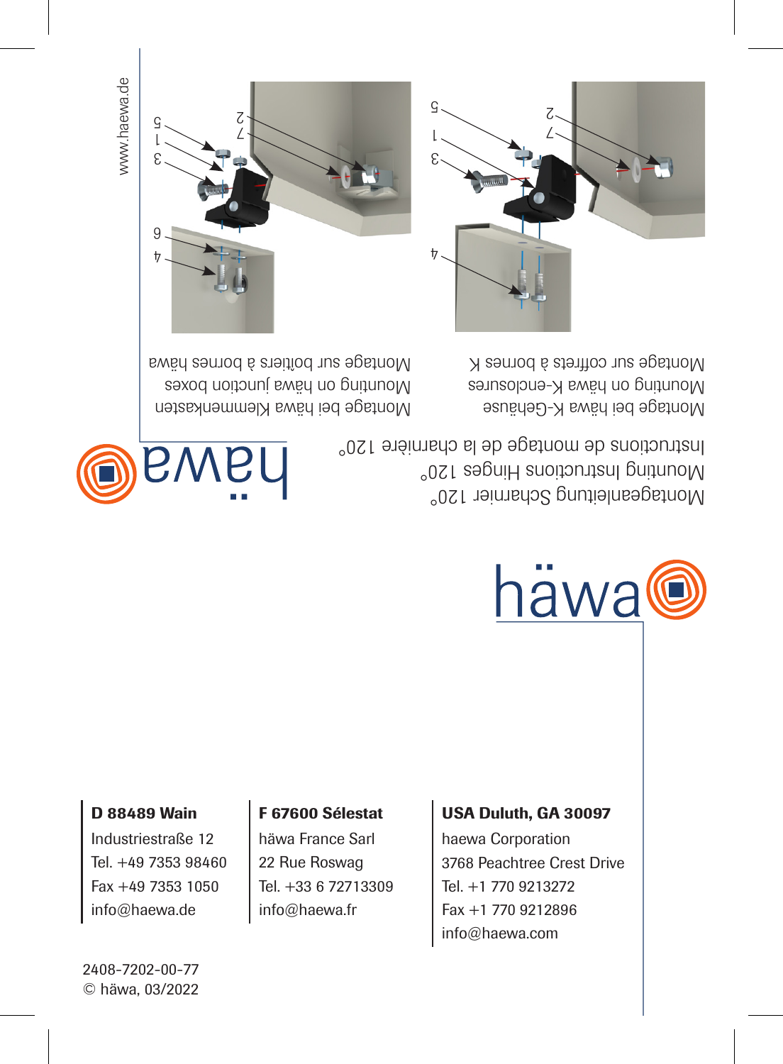Montageanleitung Scharnier 120°

Mounting Instructions Hinges 120°

Instructions de montage de la charnière 120°

Montage bei häwa K-Gehäuse
Mounting on häwa K-enclosures
Montage sur coffrets à bornes K

Montage bei häwa Klemmenkasten
Mounting on häwa junction boxes
Montage sur boîtiers à bornes häwa

www.haewa.de

häwa

**D 88489 Wain**
Industriestraße 12
Tel. +49 7353 98460
Fax +49 7353 1050
info@haewa.de

**F 67600 Sélestat**
häwa France Sarl
22 Rue Roswag
Tel. +33 6 72713309
info@haewa.fr

**USA Duluth, GA 30097**
haewa Corporation
3768 Peachtree Crest Drive
Tel. +1 770 9213272
Fax +1 770 9212896
info@haewa.com

2408-7202-00-77
© häwa, 03/2022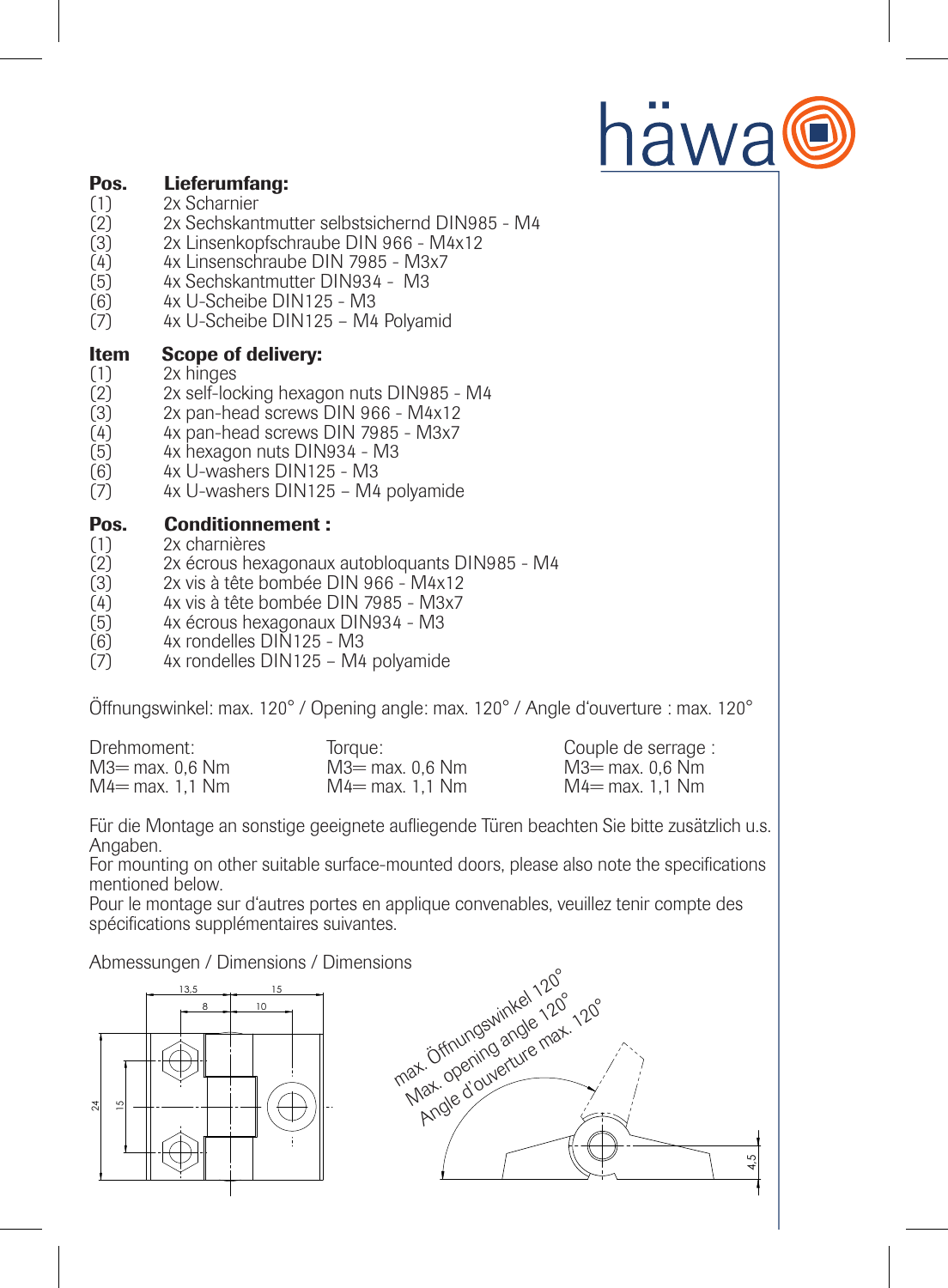häwa

**Pos.** **Lieferumfang:**

(1) 2x Scharnier
(2) 2x Sechskantmutter selbstsichernd DIN985 - M4
(3) 2x Linsenkopfschraube DIN 966 - M4x12
(4) 4x Linsenschraube DIN 7985 - M3x7
(5) 4x Sechskantmutter DIN934 - M3
(6) 4x U-Scheibe DIN125 - M3
(7) 4x U-Scheibe DIN125 – M4 Polyamid

**Item** **Scope of delivery:**

(1) 2x hinges
(2) 2x self-locking hexagon nuts DIN985 - M4
(3) 2x pan-head screws DIN 966 - M4x12
(4) 4x pan-head screws DIN 7985 - M3x7
(5) 4x hexagon nuts DIN934 - M3
(6) 4x U-washers DIN125 - M3
(7) 4x U-washers DIN125 – M4 polyamide

**Pos.** **Conditionnement :**

(1) 2x charnières
(2) 2x écrous hexagonaux autobloquants DIN985 - M4
(3) 2x vis à tête bombée DIN 966 - M4x12
(4) 4x vis à tête bombée DIN 7985 - M3x7
(5) 4x écrous hexagonaux DIN934 - M3
(6) 4x rondelles DIN125 - M3
(7) 4x rondelles DIN125 – M4 polyamide

Öffnungswinkel: max. 120° / Opening angle: max. 120° / Angle d'ouverture : max. 120°

| | | |
|---|---|---|
| Drehmoment: | Torque: | Couple de serrage : |
| M3= max. 0,6 Nm | M3= max. 0,6 Nm | M3= max. 0,6 Nm |
| M4= max. 1,1 Nm | M4= max. 1,1 Nm | M4= max. 1,1 Nm |

Für die Montage an sonstige geeignete aufliegende Türen beachten Sie bitte zusätzlich u.s. Angaben.
For mounting on other suitable surface-mounted doors, please also note the specifications mentioned below.
Pour le montage sur d'autres portes en applique convenables, veuillez tenir compte des spécifications supplémentaires suivantes.

Abmessungen / Dimensions / Dimensions

13,5
15
8
10
24
15

max. Öffnungswinkel 120°
Max. opening angle 120°
Angle d'ouverture max. 120°
4,5